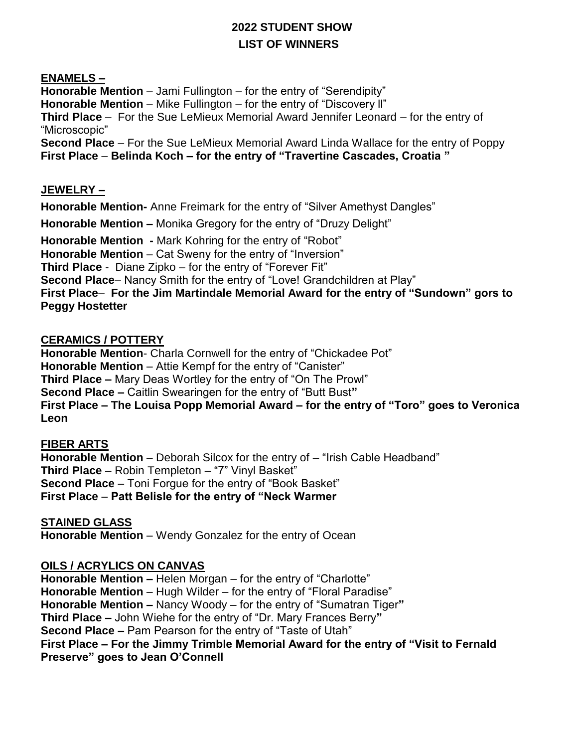# 2022 STUDENT SHOW

## LIST OF WINNERS

**ENAMELS –**

**Honorable Mention** – Jami Fullington – for the entry of "Serendipity"
**Honorable Mention** – Mike Fullington – for the entry of "Discovery ll"
**Third Place** – For the Sue LeMieux Memorial Award Jennifer Leonard – for the entry of "Microscopic"
**Second Place** – For the Sue LeMieux Memorial Award Linda Wallace for the entry of Poppy
**First Place** – **Belinda Koch – for the entry of "Travertine Cascades, Croatia "**

**JEWELRY –**

**Honorable Mention-** Anne Freimark for the entry of "Silver Amethyst Dangles"

**Honorable Mention –** Monika Gregory for the entry of "Druzy Delight"

**Honorable Mention -** Mark Kohring for the entry of "Robot"
**Honorable Mention** – Cat Sweny for the entry of "Inversion"
**Third Place** - Diane Zipko – for the entry of "Forever Fit"
**Second Place**– Nancy Smith for the entry of "Love! Grandchildren at Play"
**First Place**– **For the Jim Martindale Memorial Award for the entry of "Sundown" gors to Peggy Hostetter**

**CERAMICS / POTTERY**

**Honorable Mention**- Charla Cornwell for the entry of "Chickadee Pot"
**Honorable Mention** – Attie Kempf for the entry of "Canister"
**Third Place –** Mary Deas Wortley for the entry of "On The Prowl"
**Second Place –** Caitlin Swearingen for the entry of "Butt Bust"
**First Place – The Louisa Popp Memorial Award – for the entry of "Toro" goes to Veronica Leon**

**FIBER ARTS**

**Honorable Mention** – Deborah Silcox for the entry of – "Irish Cable Headband"
**Third Place** – Robin Templeton – "7" Vinyl Basket"
**Second Place** – Toni Forgue for the entry of "Book Basket"
**First Place** – **Patt Belisle for the entry of "Neck Warmer**

**STAINED GLASS**

**Honorable Mention** – Wendy Gonzalez for the entry of Ocean

**OILS / ACRYLICS ON CANVAS**

**Honorable Mention –** Helen Morgan – for the entry of "Charlotte"
**Honorable Mention** – Hugh Wilder – for the entry of "Floral Paradise"
**Honorable Mention –** Nancy Woody – for the entry of "Sumatran Tiger"
**Third Place –** John Wiehe for the entry of "Dr. Mary Frances Berry"
**Second Place –** Pam Pearson for the entry of "Taste of Utah"
**First Place – For the Jimmy Trimble Memorial Award for the entry of "Visit to Fernald Preserve" goes to Jean O'Connell**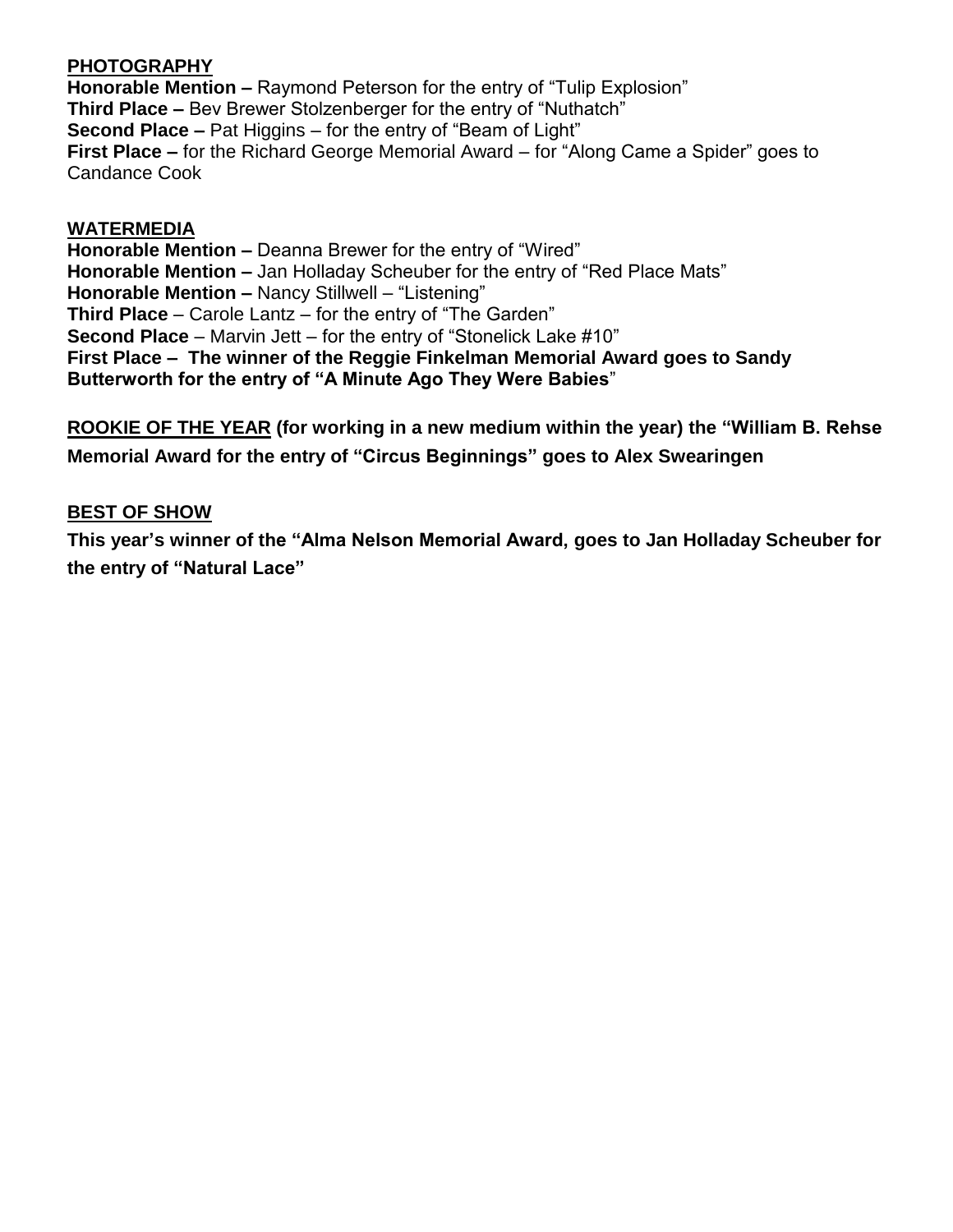**PHOTOGRAPHY**
**Honorable Mention –** Raymond Peterson for the entry of "Tulip Explosion"
**Third Place –** Bev Brewer Stolzenberger for the entry of "Nuthatch"
**Second Place –** Pat Higgins – for the entry of "Beam of Light"
**First Place –** for the Richard George Memorial Award – for "Along Came a Spider" goes to Candance Cook

**WATERMEDIA**
**Honorable Mention –** Deanna Brewer for the entry of "Wired"
**Honorable Mention –** Jan Holladay Scheuber for the entry of "Red Place Mats"
**Honorable Mention –** Nancy Stillwell – "Listening"
**Third Place** – Carole Lantz – for the entry of "The Garden"
**Second Place** – Marvin Jett – for the entry of "Stonelick Lake #10"
**First Place – The winner of the Reggie Finkelman Memorial Award goes to Sandy Butterworth for the entry of "A Minute Ago They Were Babies**"

**ROOKIE OF THE YEAR (for working in a new medium within the year) the "William B. Rehse Memorial Award for the entry of "Circus Beginnings" goes to Alex Swearingen**

**BEST OF SHOW**

**This year's winner of the "Alma Nelson Memorial Award, goes to Jan Holladay Scheuber for the entry of "Natural Lace"**